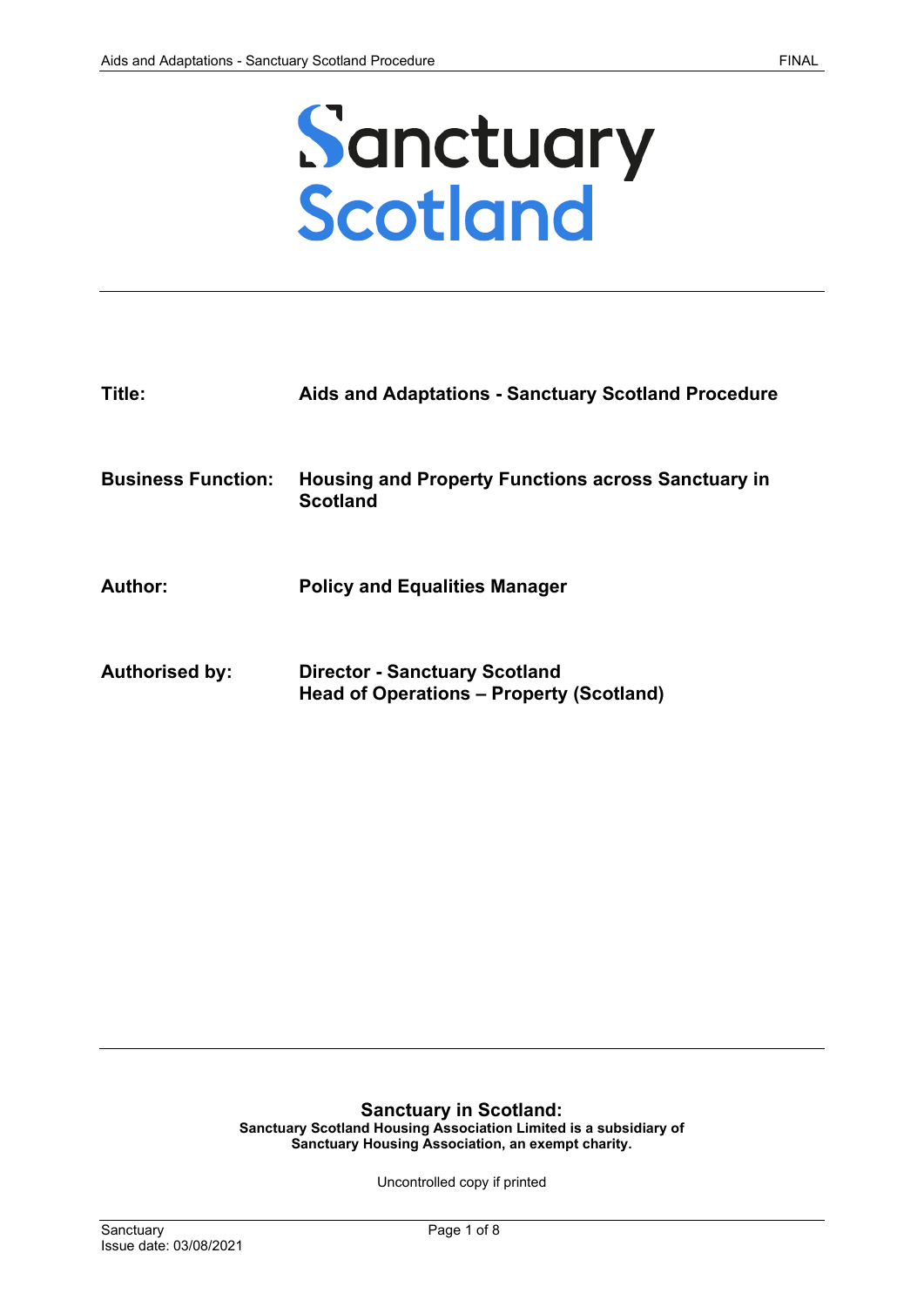# Sanctuary Scotland

| | |
|---|---|
| **Title:** | **Aids and Adaptations - Sanctuary Scotland Procedure** |
| **Business Function:** | **Housing and Property Functions across Sanctuary in Scotland** |
| **Author:** | **Policy and Equalities Manager** |
| **Authorised by:** | **Director - Sanctuary Scotland**<br>**Head of Operations – Property (Scotland)** |

**Sanctuary in Scotland:**
**Sanctuary Scotland Housing Association Limited is a subsidiary of Sanctuary Housing Association, an exempt charity.**

Uncontrolled copy if printed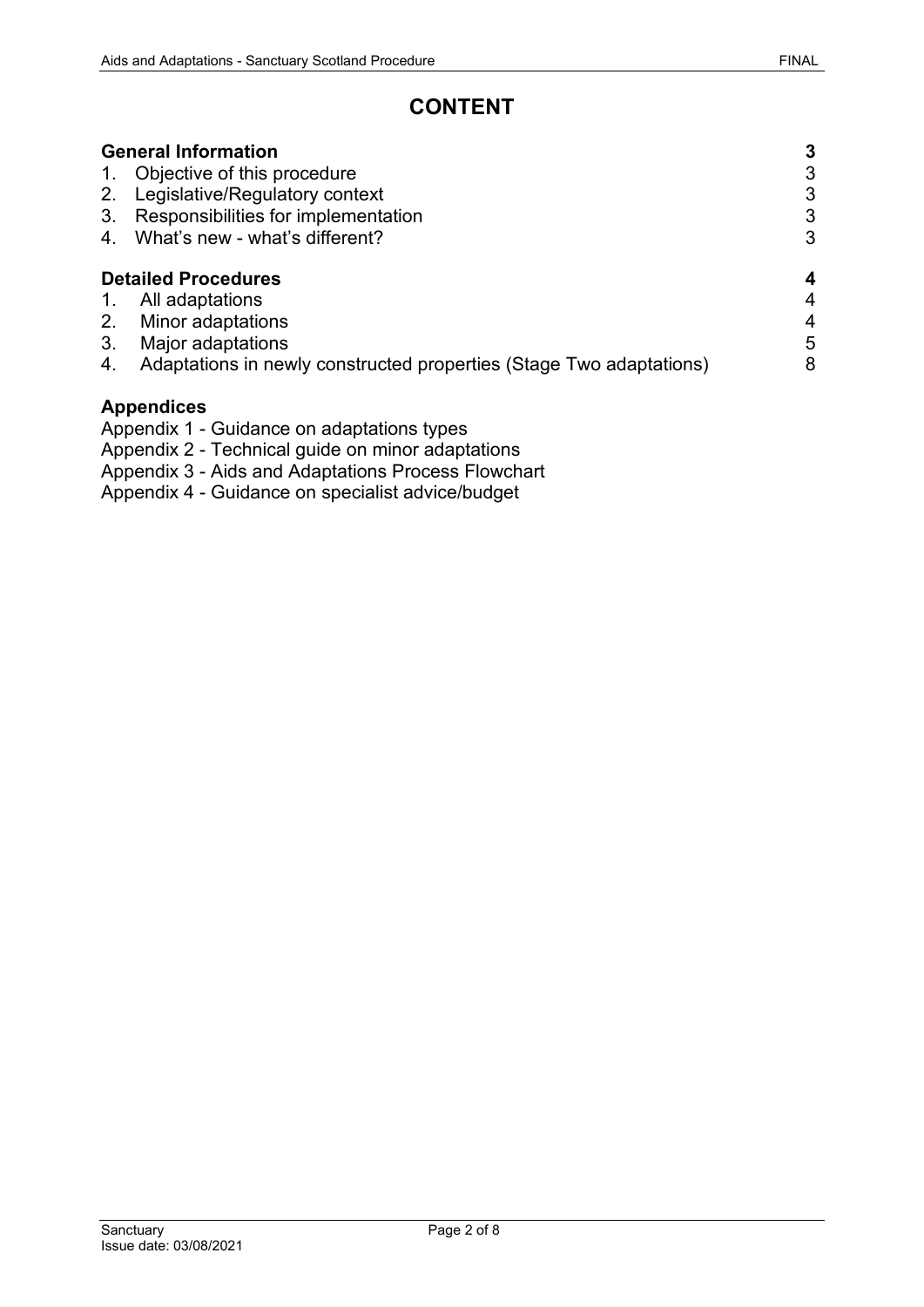# CONTENT

| **General Information** | **3** |
|---|---|
| 1. Objective of this procedure | 3 |
| 2. Legislative/Regulatory context | 3 |
| 3. Responsibilities for implementation | 3 |
| 4. What's new - what's different? | 3 |
| **Detailed Procedures** | **4** |
| 1. All adaptations | 4 |
| 2. Minor adaptations | 4 |
| 3. Major adaptations | 5 |
| 4. Adaptations in newly constructed properties (Stage Two adaptations) | 8 |

**Appendices**

Appendix 1 - Guidance on adaptations types
Appendix 2 - Technical guide on minor adaptations
Appendix 3 - Aids and Adaptations Process Flowchart
Appendix 4 - Guidance on specialist advice/budget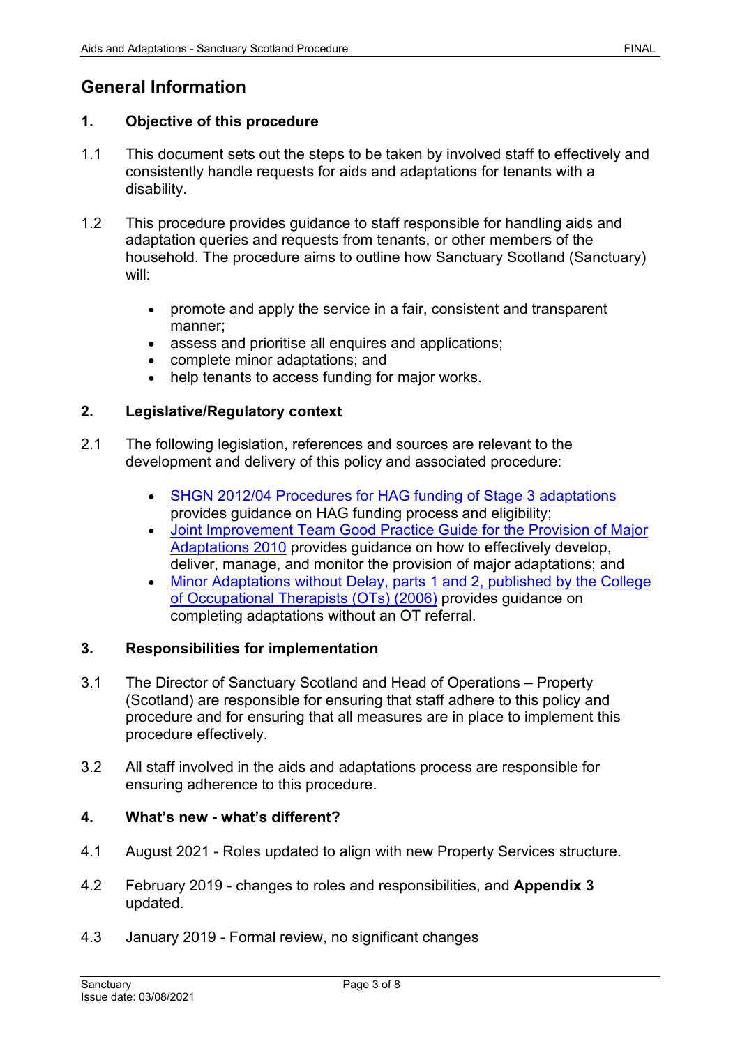## General Information

### 1. Objective of this procedure

1.1 This document sets out the steps to be taken by involved staff to effectively and consistently handle requests for aids and adaptations for tenants with a disability.

1.2 This procedure provides guidance to staff responsible for handling aids and adaptation queries and requests from tenants, or other members of the household. The procedure aims to outline how Sanctuary Scotland (Sanctuary) will:

- promote and apply the service in a fair, consistent and transparent manner;
- assess and prioritise all enquires and applications;
- complete minor adaptations; and
- help tenants to access funding for major works.

### 2. Legislative/Regulatory context

2.1 The following legislation, references and sources are relevant to the development and delivery of this policy and associated procedure:

- SHGN 2012/04 Procedures for HAG funding of Stage 3 adaptations provides guidance on HAG funding process and eligibility;
- Joint Improvement Team Good Practice Guide for the Provision of Major Adaptations 2010 provides guidance on how to effectively develop, deliver, manage, and monitor the provision of major adaptations; and
- Minor Adaptations without Delay, parts 1 and 2, published by the College of Occupational Therapists (OTs) (2006) provides guidance on completing adaptations without an OT referral.

### 3. Responsibilities for implementation

3.1 The Director of Sanctuary Scotland and Head of Operations – Property (Scotland) are responsible for ensuring that staff adhere to this policy and procedure and for ensuring that all measures are in place to implement this procedure effectively.

3.2 All staff involved in the aids and adaptations process are responsible for ensuring adherence to this procedure.

### 4. What's new - what's different?

4.1 August 2021 - Roles updated to align with new Property Services structure.

4.2 February 2019 - changes to roles and responsibilities, and **Appendix 3** updated.

4.3 January 2019 - Formal review, no significant changes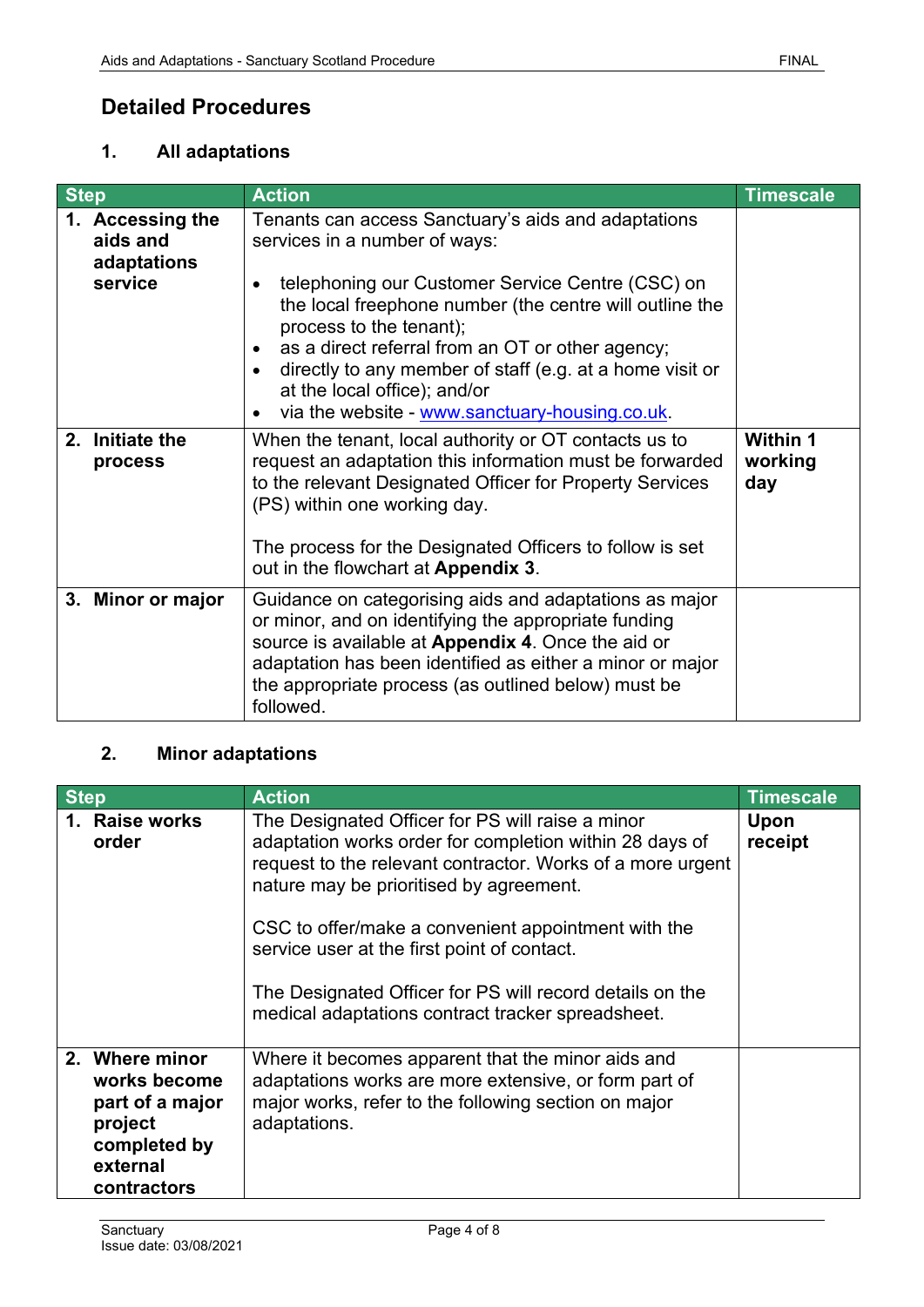## Detailed Procedures

### 1. All adaptations

| Step | Action | Timescale |
|---|---|---|
| **1. Accessing the aids and adaptations service** | Tenants can access Sanctuary's aids and adaptations services in a number of ways:<br><br>• telephoning our Customer Service Centre (CSC) on the local freephone number (the centre will outline the process to the tenant);<br>• as a direct referral from an OT or other agency;<br>• directly to any member of staff (e.g. at a home visit or at the local office); and/or<br>• via the website - [www.sanctuary-housing.co.uk](http://www.sanctuary-housing.co.uk). | |
| **2. Initiate the process** | When the tenant, local authority or OT contacts us to request an adaptation this information must be forwarded to the relevant Designated Officer for Property Services (PS) within one working day.<br><br>The process for the Designated Officers to follow is set out in the flowchart at **Appendix 3**. | **Within 1 working day** |
| **3. Minor or major** | Guidance on categorising aids and adaptations as major or minor, and on identifying the appropriate funding source is available at **Appendix 4**. Once the aid or adaptation has been identified as either a minor or major the appropriate process (as outlined below) must be followed. | |

### 2. Minor adaptations

| Step | Action | Timescale |
|---|---|---|
| **1. Raise works order** | The Designated Officer for PS will raise a minor adaptation works order for completion within 28 days of request to the relevant contractor. Works of a more urgent nature may be prioritised by agreement.<br><br>CSC to offer/make a convenient appointment with the service user at the first point of contact.<br><br>The Designated Officer for PS will record details on the medical adaptations contract tracker spreadsheet. | **Upon receipt** |
| **2. Where minor works become part of a major project completed by external contractors** | Where it becomes apparent that the minor aids and adaptations works are more extensive, or form part of major works, refer to the following section on major adaptations. | |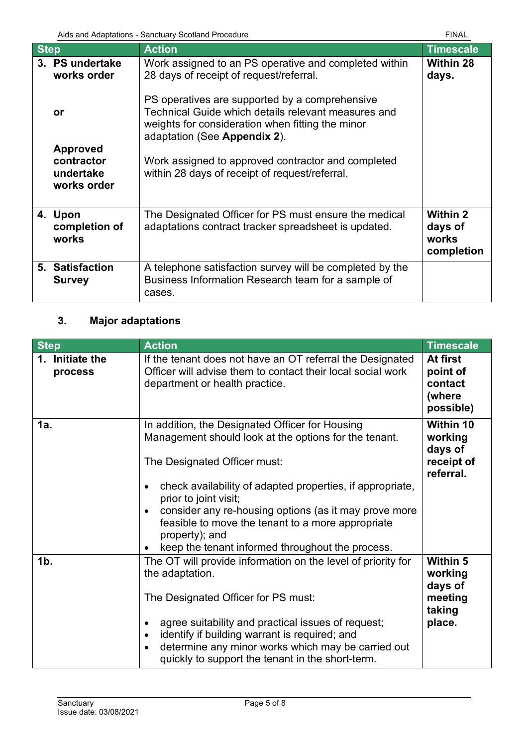| Step | Action | Timescale |
|---|---|---|
| **3. PS undertake works order**<br><br>**or**<br><br>**Approved contractor undertake works order** | Work assigned to an PS operative and completed within 28 days of receipt of request/referral.<br><br>PS operatives are supported by a comprehensive Technical Guide which details relevant measures and weights for consideration when fitting the minor adaptation (See **Appendix 2**).<br><br>Work assigned to approved contractor and completed within 28 days of receipt of request/referral. | **Within 28 days.** |
| **4. Upon completion of works** | The Designated Officer for PS must ensure the medical adaptations contract tracker spreadsheet is updated. | **Within 2 days of works completion** |
| **5. Satisfaction Survey** | A telephone satisfaction survey will be completed by the Business Information Research team for a sample of cases. | |

## 3. Major adaptations

| Step | Action | Timescale |
|---|---|---|
| **1. Initiate the process** | If the tenant does not have an OT referral the Designated Officer will advise them to contact their local social work department or health practice. | **At first point of contact (where possible)** |
| **1a.** | In addition, the Designated Officer for Housing Management should look at the options for the tenant.<br><br>The Designated Officer must:<br><br>• check availability of adapted properties, if appropriate, prior to joint visit;<br>• consider any re-housing options (as it may prove more feasible to move the tenant to a more appropriate property); and<br>• keep the tenant informed throughout the process. | **Within 10 working days of receipt of referral.** |
| **1b.** | The OT will provide information on the level of priority for the adaptation.<br><br>The Designated Officer for PS must:<br><br>• agree suitability and practical issues of request;<br>• identify if building warrant is required; and<br>• determine any minor works which may be carried out quickly to support the tenant in the short-term. | **Within 5 working days of meeting taking place.** |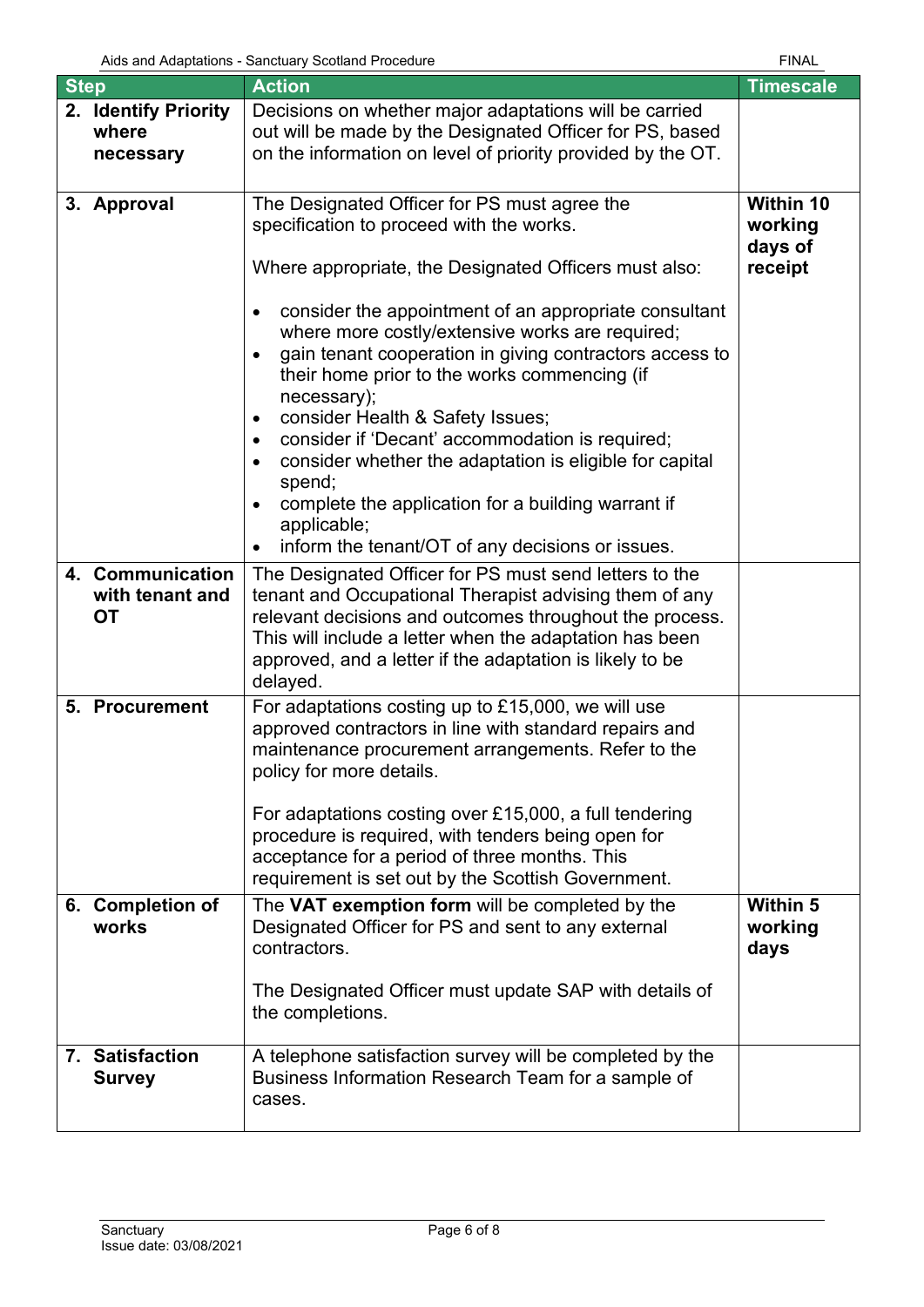| Step | Action | Timescale |
|---|---|---|
| **2. Identify Priority where necessary** | Decisions on whether major adaptations will be carried out will be made by the Designated Officer for PS, based on the information on level of priority provided by the OT. | |
| **3. Approval** | The Designated Officer for PS must agree the specification to proceed with the works.<br><br>Where appropriate, the Designated Officers must also:<br><br>• consider the appointment of an appropriate consultant where more costly/extensive works are required;<br>• gain tenant cooperation in giving contractors access to their home prior to the works commencing (if necessary);<br>• consider Health & Safety Issues;<br>• consider if 'Decant' accommodation is required;<br>• consider whether the adaptation is eligible for capital spend;<br>• complete the application for a building warrant if applicable;<br>• inform the tenant/OT of any decisions or issues. | **Within 10 working days of receipt** |
| **4. Communication with tenant and OT** | The Designated Officer for PS must send letters to the tenant and Occupational Therapist advising them of any relevant decisions and outcomes throughout the process. This will include a letter when the adaptation has been approved, and a letter if the adaptation is likely to be delayed. | |
| **5. Procurement** | For adaptations costing up to £15,000, we will use approved contractors in line with standard repairs and maintenance procurement arrangements. Refer to the policy for more details.<br><br>For adaptations costing over £15,000, a full tendering procedure is required, with tenders being open for acceptance for a period of three months. This requirement is set out by the Scottish Government. | |
| **6. Completion of works** | The **VAT exemption form** will be completed by the Designated Officer for PS and sent to any external contractors.<br><br>The Designated Officer must update SAP with details of the completions. | **Within 5 working days** |
| **7. Satisfaction Survey** | A telephone satisfaction survey will be completed by the Business Information Research Team for a sample of cases. | |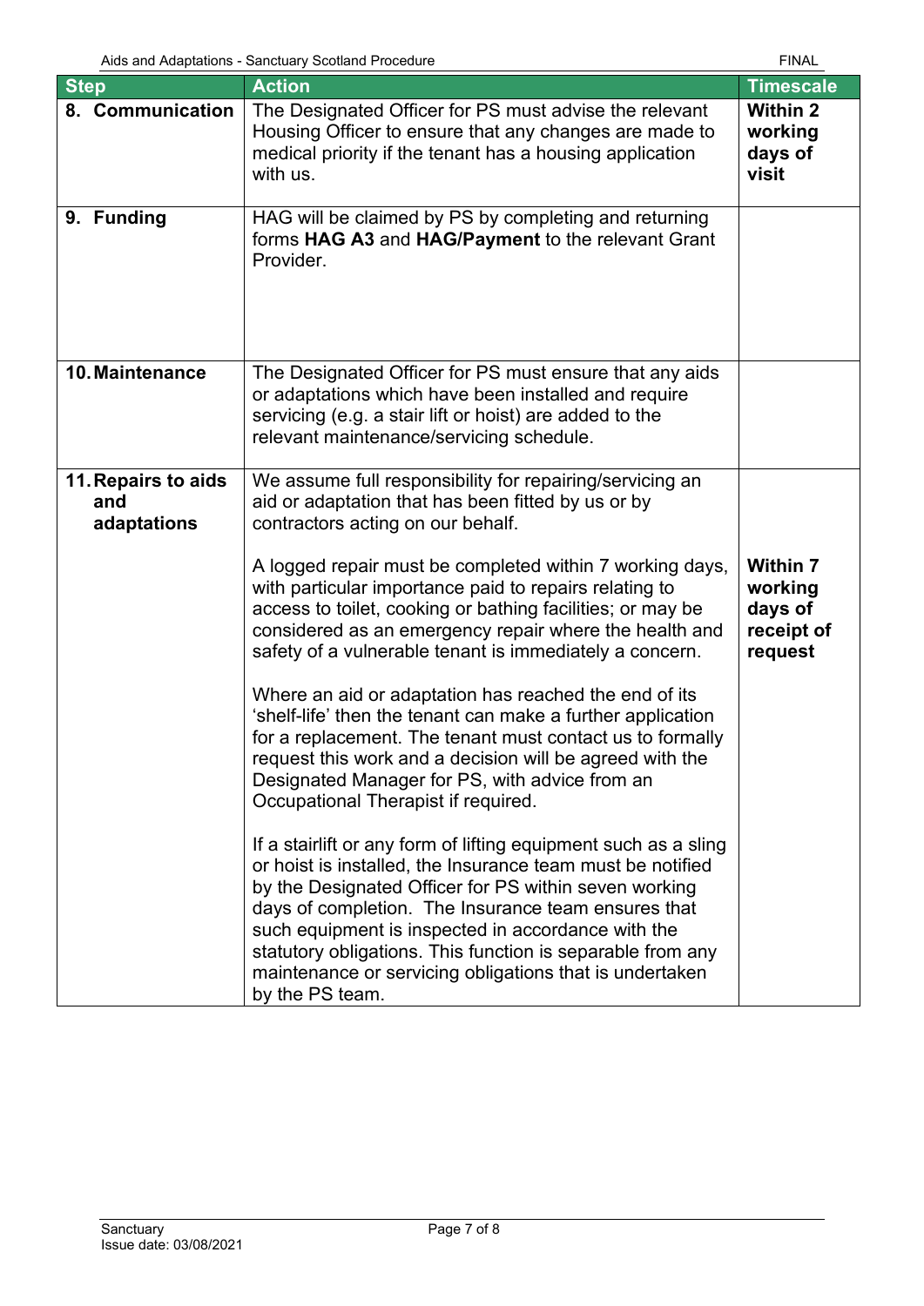| Step | Action | Timescale |
|---|---|---|
| **8. Communication** | The Designated Officer for PS must advise the relevant Housing Officer to ensure that any changes are made to medical priority if the tenant has a housing application with us. | **Within 2 working days of visit** |
| **9. Funding** | HAG will be claimed by PS by completing and returning forms **HAG A3** and **HAG/Payment** to the relevant Grant Provider. | |
| **10. Maintenance** | The Designated Officer for PS must ensure that any aids or adaptations which have been installed and require servicing (e.g. a stair lift or hoist) are added to the relevant maintenance/servicing schedule. | |
| **11. Repairs to aids and adaptations** | We assume full responsibility for repairing/servicing an aid or adaptation that has been fitted by us or by contractors acting on our behalf.<br><br>A logged repair must be completed within 7 working days, with particular importance paid to repairs relating to access to toilet, cooking or bathing facilities; or may be considered as an emergency repair where the health and safety of a vulnerable tenant is immediately a concern.<br><br>Where an aid or adaptation has reached the end of its 'shelf-life' then the tenant can make a further application for a replacement. The tenant must contact us to formally request this work and a decision will be agreed with the Designated Manager for PS, with advice from an Occupational Therapist if required.<br><br>If a stairlift or any form of lifting equipment such as a sling or hoist is installed, the Insurance team must be notified by the Designated Officer for PS within seven working days of completion. The Insurance team ensures that such equipment is inspected in accordance with the statutory obligations. This function is separable from any maintenance or servicing obligations that is undertaken by the PS team. | **Within 7 working days of receipt of request** |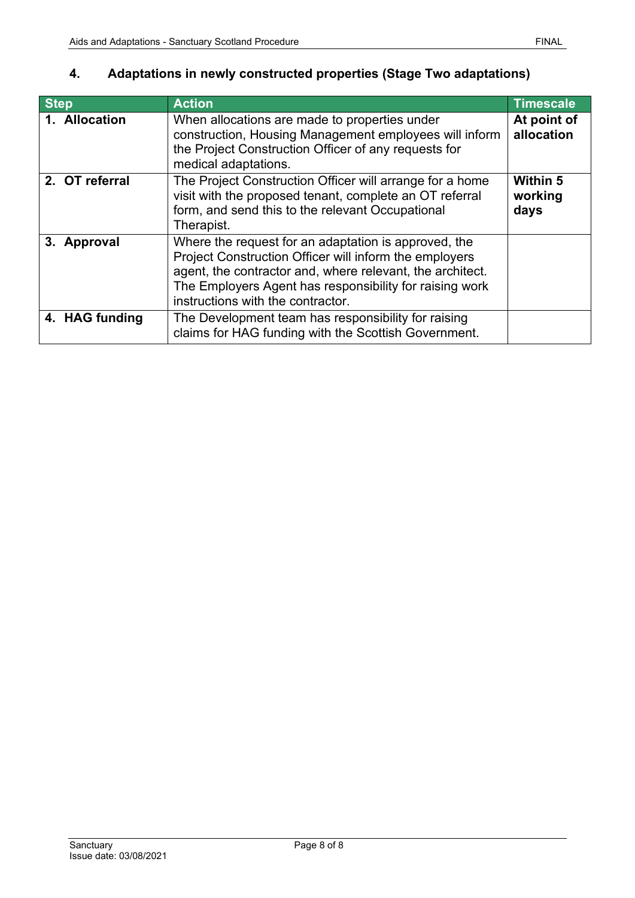## 4. Adaptations in newly constructed properties (Stage Two adaptations)

| Step | Action | Timescale |
|---|---|---|
| **1. Allocation** | When allocations are made to properties under construction, Housing Management employees will inform the Project Construction Officer of any requests for medical adaptations. | **At point of allocation** |
| **2. OT referral** | The Project Construction Officer will arrange for a home visit with the proposed tenant, complete an OT referral form, and send this to the relevant Occupational Therapist. | **Within 5 working days** |
| **3. Approval** | Where the request for an adaptation is approved, the Project Construction Officer will inform the employers agent, the contractor and, where relevant, the architect. The Employers Agent has responsibility for raising work instructions with the contractor. | |
| **4. HAG funding** | The Development team has responsibility for raising claims for HAG funding with the Scottish Government. | |